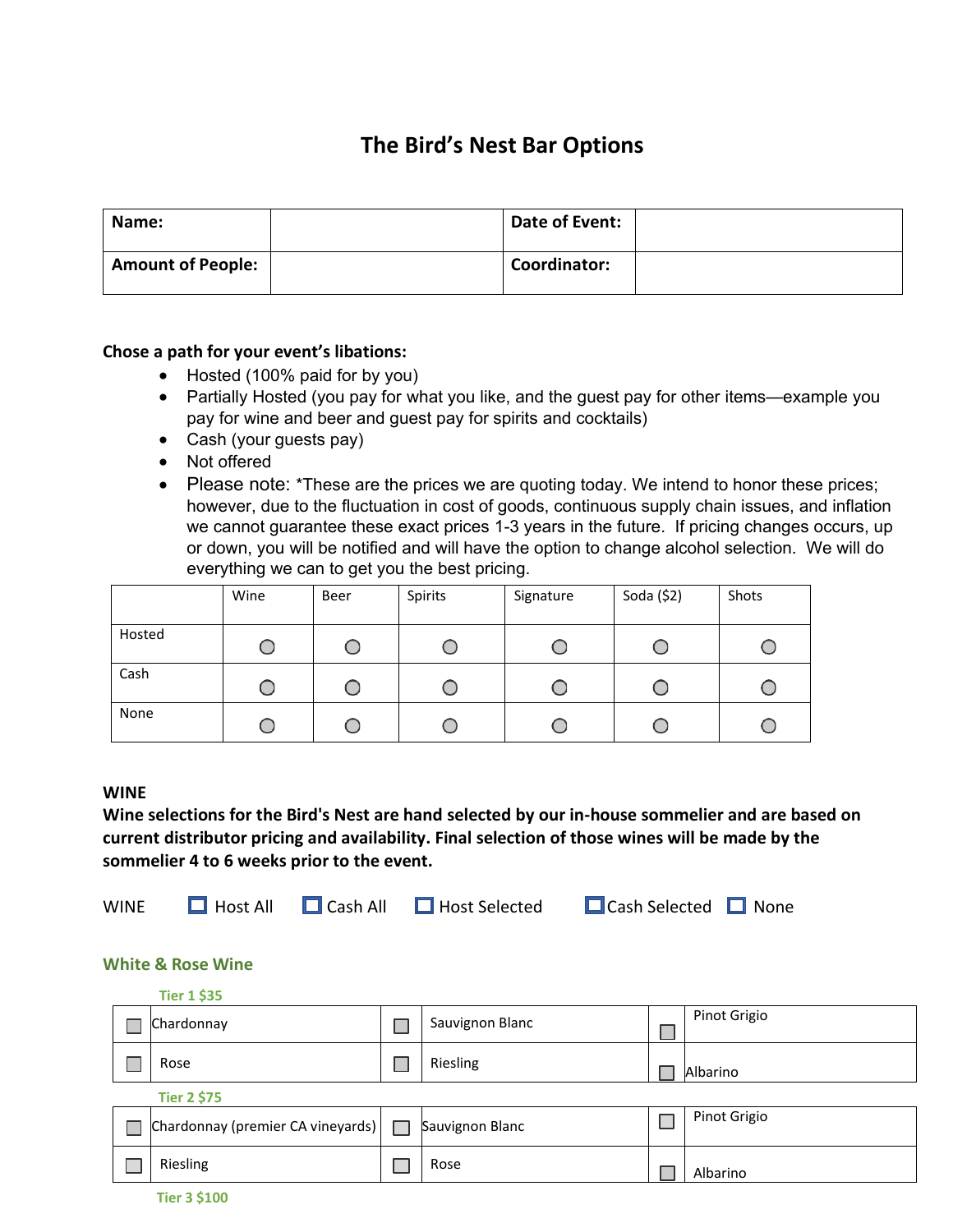# The Bird's Nest Bar Options

| Name: | | Date of Event: | |
|---|---|---|---|
| Amount of People: | | Coordinator: | |

**Chose a path for your event's libations:**

- Hosted (100% paid for by you)
- Partially Hosted (you pay for what you like, and the guest pay for other items—example you pay for wine and beer and guest pay for spirits and cocktails)
- Cash (your guests pay)
- Not offered
- Please note: *These are the prices we are quoting today. We intend to honor these prices; however, due to the fluctuation in cost of goods, continuous supply chain issues, and inflation we cannot guarantee these exact prices 1-3 years in the future. If pricing changes occurs, up or down, you will be notified and will have the option to change alcohol selection. We will do everything we can to get you the best pricing.

| | Wine | Beer | Spirits | Signature | Soda ($2) | Shots |
|---|---|---|---|---|---|---|
| Hosted | ○ | ○ | ○ | ○ | ○ | ○ |
| Cash | ○ | ○ | ○ | ○ | ○ | ○ |
| None | ○ | ○ | ○ | ○ | ○ | ○ |

**WINE**

**Wine selections for the Bird's Nest are hand selected by our in-house sommelier and are based on current distributor pricing and availability. Final selection of those wines will be made by the sommelier 4 to 6 weeks prior to the event.**

WINE ☐ Host All ☐ Cash All ☐ Host Selected ☐ Cash Selected ☐ None

## White & Rose Wine

**Tier 1 $35**

| | | | | | |
|---|---|---|---|---|---|
| ☐ | Chardonnay | ☐ | Sauvignon Blanc | ☐ | Pinot Grigio |
| ☐ | Rose | ☐ | Riesling | ☐ | Albarino |

**Tier 2 $75**

| | | | | | |
|---|---|---|---|---|---|
| ☐ | Chardonnay (premier CA vineyards) | ☐ | Sauvignon Blanc | ☐ | Pinot Grigio |
| ☐ | Riesling | ☐ | Rose | ☐ | Albarino |

**Tier 3 $100**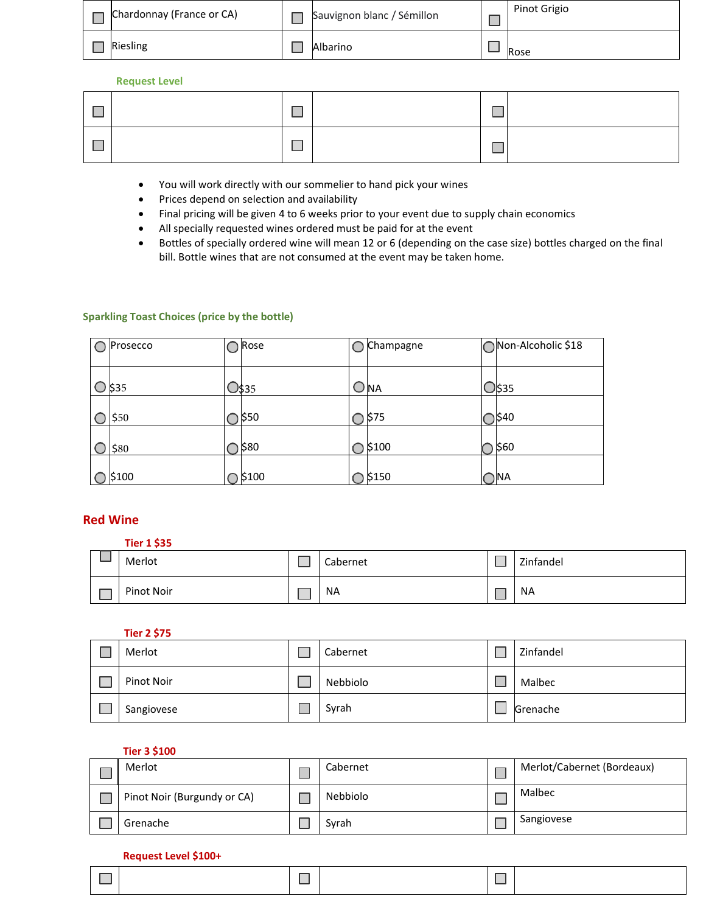| ☐ | Chardonnay (France or CA) | ☐ | Sauvignon blanc / Sémillon | ☐ | Pinot Grigio |
|---|---|---|---|---|---|
| ☐ | Riesling | ☐ | Albarino | ☐ | Rose |

### Request Level

| ☐ | | ☐ | | ☐ | |
|---|---|---|---|---|---|
| ☐ | | ☐ | | ☐ | |

- You will work directly with our sommelier to hand pick your wines
- Prices depend on selection and availability
- Final pricing will be given 4 to 6 weeks prior to your event due to supply chain economics
- All specially requested wines ordered must be paid for at the event
- Bottles of specially ordered wine will mean 12 or 6 (depending on the case size) bottles charged on the final bill. Bottle wines that are not consumed at the event may be taken home.

### Sparkling Toast Choices (price by the bottle)

| ○ | Prosecco | ○ | Rose | ○ | Champagne | ○ | Non-Alcoholic $18 |
|---|---|---|---|---|---|---|---|
| ○ | $35 | ○ | $35 | ○ | NA | ○ | $35 |
| ○ | $50 | ○ | $50 | ○ | $75 | ○ | $40 |
| ○ | $80 | ○ | $80 | ○ | $100 | ○ | $60 |
| ○ | $100 | ○ | $100 | ○ | $150 | ○ | NA |

## Red Wine

### Tier 1 $35

| ☐ | Merlot | ☐ | Cabernet | ☐ | Zinfandel |
|---|---|---|---|---|---|
| ☐ | Pinot Noir | ☐ | NA | ☐ | NA |

### Tier 2 $75

| ☐ | Merlot | ☐ | Cabernet | ☐ | Zinfandel |
|---|---|---|---|---|---|
| ☐ | Pinot Noir | ☐ | Nebbiolo | ☐ | Malbec |
| ☐ | Sangiovese | ☐ | Syrah | ☐ | Grenache |

### Tier 3 $100

| ☐ | Merlot | ☐ | Cabernet | ☐ | Merlot/Cabernet (Bordeaux) |
|---|---|---|---|---|---|
| ☐ | Pinot Noir (Burgundy or CA) | ☐ | Nebbiolo | ☐ | Malbec |
| ☐ | Grenache | ☐ | Syrah | ☐ | Sangiovese |

### Request Level $100+

| ☐ | | ☐ | | ☐ | |
|---|---|---|---|---|---|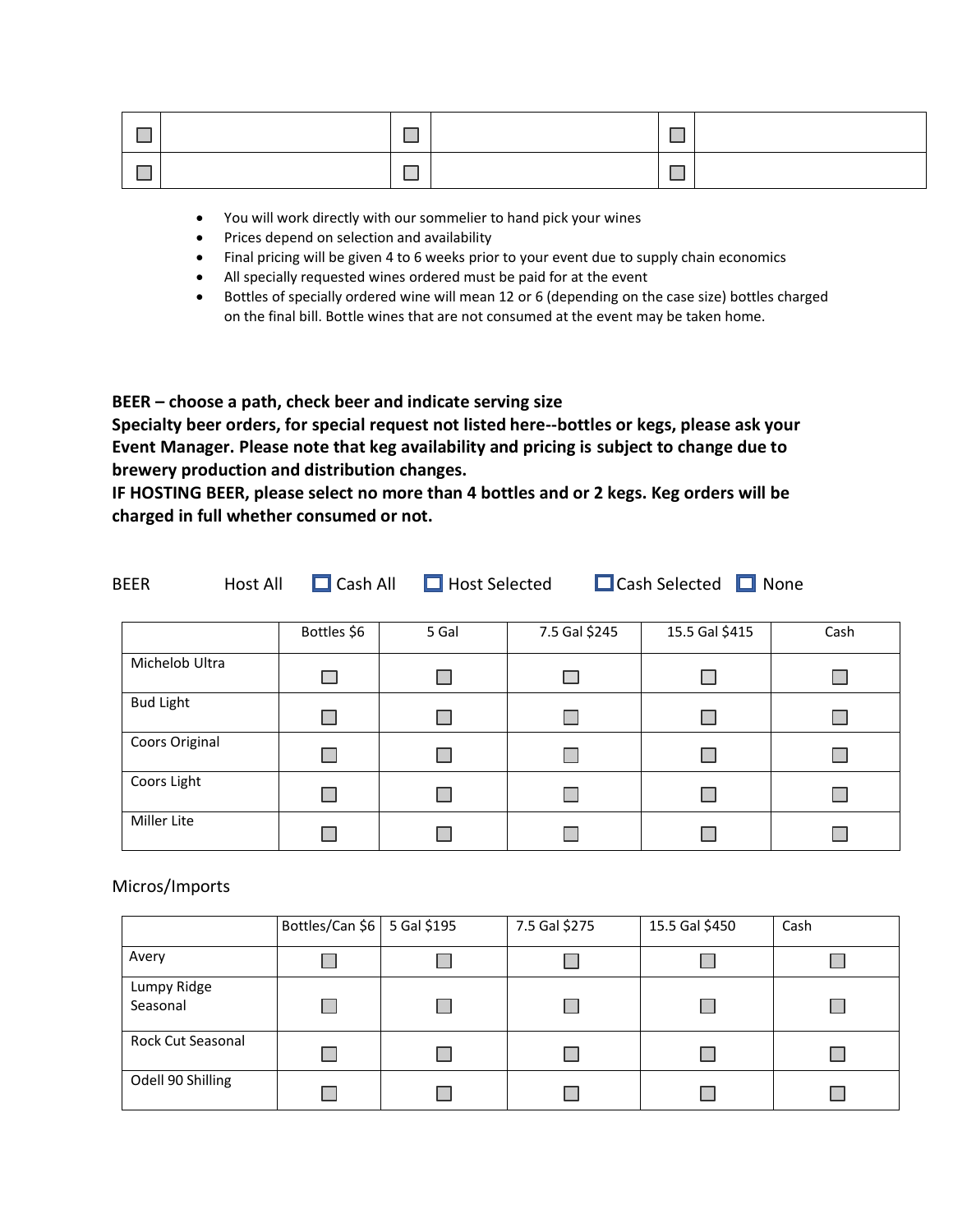| ☐ | | ☐ | | ☐ | |
|---|---|---|---|---|---|
| ☐ | | ☐ | | ☐ | |

- You will work directly with our sommelier to hand pick your wines
- Prices depend on selection and availability
- Final pricing will be given 4 to 6 weeks prior to your event due to supply chain economics
- All specially requested wines ordered must be paid for at the event
- Bottles of specially ordered wine will mean 12 or 6 (depending on the case size) bottles charged on the final bill. Bottle wines that are not consumed at the event may be taken home.

**BEER – choose a path, check beer and indicate serving size**
**Specialty beer orders, for special request not listed here--bottles or kegs, please ask your Event Manager. Please note that keg availability and pricing is subject to change due to brewery production and distribution changes.**
**IF HOSTING BEER, please select no more than 4 bottles and or 2 kegs. Keg orders will be charged in full whether consumed or not.**

BEER     Host All ☐ Cash All ☐ Host Selected ☐ Cash Selected ☐ None

| | Bottles $6 | 5 Gal | 7.5 Gal $245 | 15.5 Gal $415 | Cash |
|---|---|---|---|---|---|
| Michelob Ultra | ☐ | ☐ | ☐ | ☐ | ☐ |
| Bud Light | ☐ | ☐ | ☐ | ☐ | ☐ |
| Coors Original | ☐ | ☐ | ☐ | ☐ | ☐ |
| Coors Light | ☐ | ☐ | ☐ | ☐ | ☐ |
| Miller Lite | ☐ | ☐ | ☐ | ☐ | ☐ |

Micros/Imports

| | Bottles/Can $6 | 5 Gal $195 | 7.5 Gal $275 | 15.5 Gal $450 | Cash |
|---|---|---|---|---|---|
| Avery | ☐ | ☐ | ☐ | ☐ | ☐ |
| Lumpy Ridge Seasonal | ☐ | ☐ | ☐ | ☐ | ☐ |
| Rock Cut Seasonal | ☐ | ☐ | ☐ | ☐ | ☐ |
| Odell 90 Shilling | ☐ | ☐ | ☐ | ☐ | ☐ |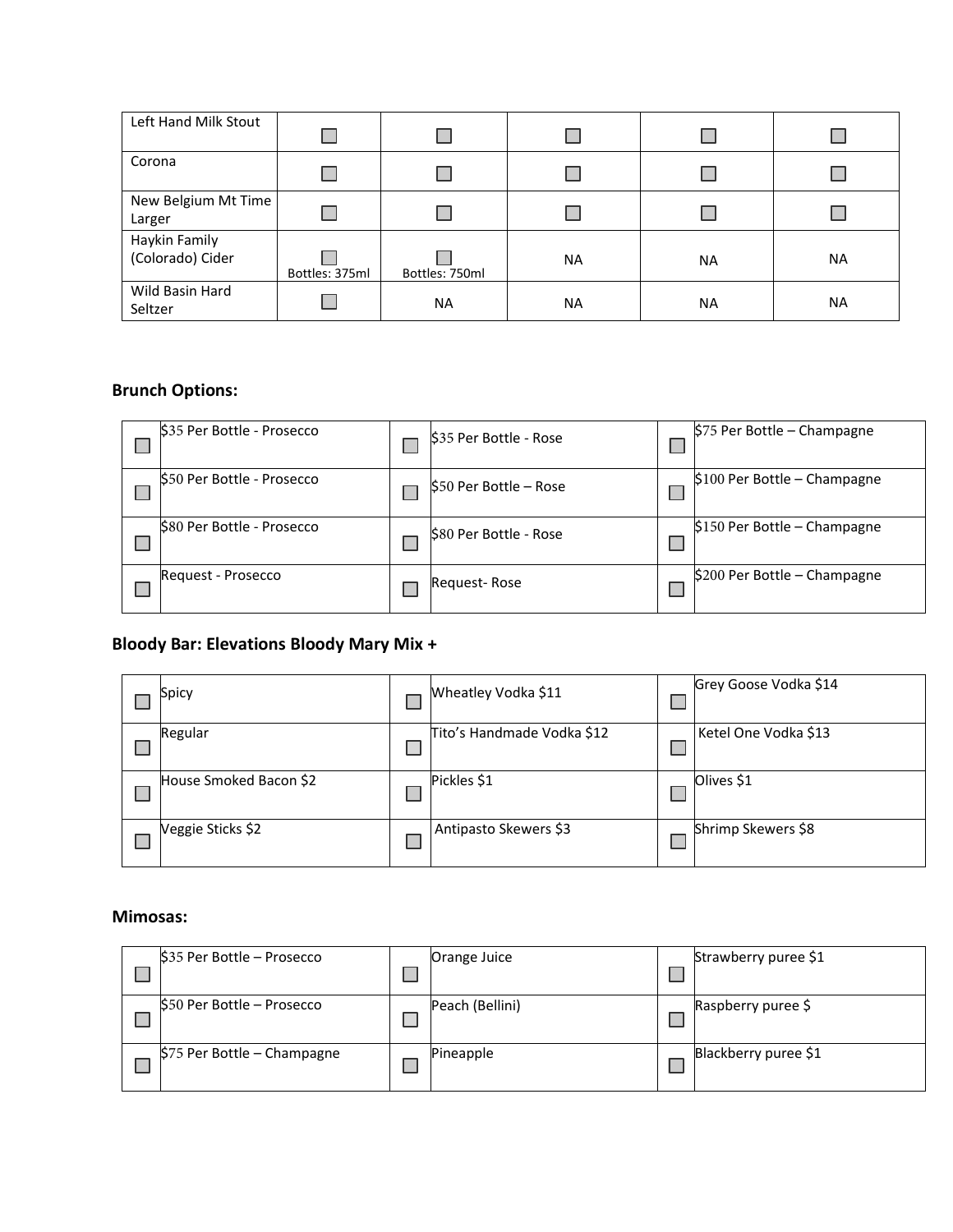| | | | | | |
|---|---|---|---|---|---|
| Left Hand Milk Stout | ☐ | ☐ | ☐ | ☐ | ☐ |
| Corona | ☐ | ☐ | ☐ | ☐ | ☐ |
| New Belgium Mt Time Larger | ☐ | ☐ | ☐ | ☐ | ☐ |
| Haykin Family (Colorado) Cider | ☐ Bottles: 375ml | ☐ Bottles: 750ml | NA | NA | NA |
| Wild Basin Hard Seltzer | ☐ | NA | NA | NA | NA |

## Brunch Options:

| | | | | | |
|---|---|---|---|---|---|
| ☐ | $35 Per Bottle - Prosecco | ☐ | $35 Per Bottle - Rose | ☐ | $75 Per Bottle – Champagne |
| ☐ | $50 Per Bottle - Prosecco | ☐ | $50 Per Bottle – Rose | ☐ | $100 Per Bottle – Champagne |
| ☐ | $80 Per Bottle - Prosecco | ☐ | $80 Per Bottle - Rose | ☐ | $150 Per Bottle – Champagne |
| ☐ | Request - Prosecco | ☐ | Request- Rose | ☐ | $200 Per Bottle – Champagne |

## Bloody Bar: Elevations Bloody Mary Mix +

| | | | | | |
|---|---|---|---|---|---|
| ☐ | Spicy | ☐ | Wheatley Vodka $11 | ☐ | Grey Goose Vodka $14 |
| ☐ | Regular | ☐ | Tito's Handmade Vodka $12 | ☐ | Ketel One Vodka $13 |
| ☐ | House Smoked Bacon $2 | ☐ | Pickles $1 | ☐ | Olives $1 |
| ☐ | Veggie Sticks $2 | ☐ | Antipasto Skewers $3 | ☐ | Shrimp Skewers $8 |

## Mimosas:

| | | | | | |
|---|---|---|---|---|---|
| ☐ | $35 Per Bottle – Prosecco | ☐ | Orange Juice | ☐ | Strawberry puree $1 |
| ☐ | $50 Per Bottle – Prosecco | ☐ | Peach (Bellini) | ☐ | Raspberry puree $ |
| ☐ | $75 Per Bottle – Champagne | ☐ | Pineapple | ☐ | Blackberry puree $1 |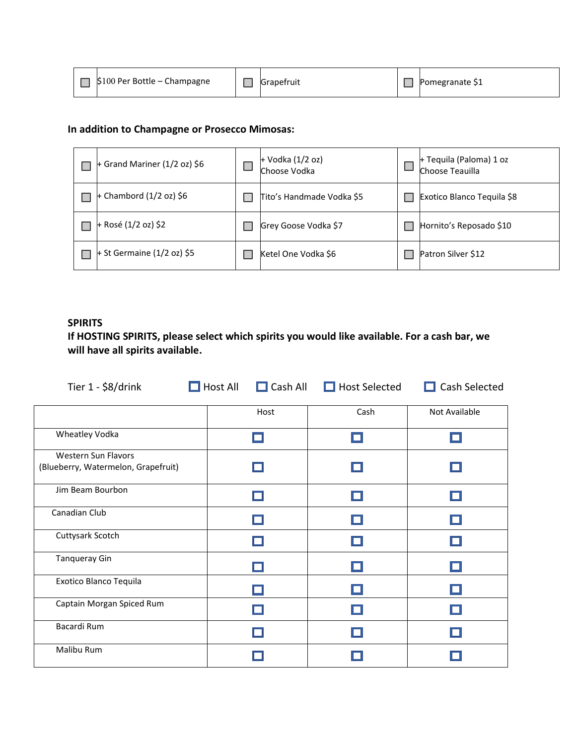| ☐ | $100 Per Bottle – Champagne | ☐ | Grapefruit | ☐ | Pomegranate $1 |
|---|---|---|---|---|---|

**In addition to Champagne or Prosecco Mimosas:**

| ☐ | + Grand Mariner (1/2 oz) $6 | ☐ | + Vodka (1/2 oz) Choose Vodka | ☐ | + Tequila (Paloma) 1 oz Choose Teauilla |
|---|---|---|---|---|---|
| ☐ | + Chambord (1/2 oz) $6 | ☐ | Tito's Handmade Vodka $5 | ☐ | Exotico Blanco Tequila $8 |
| ☐ | + Rosé (1/2 oz) $2 | ☐ | Grey Goose Vodka $7 | ☐ | Hornito's Reposado $10 |
| ☐ | + St Germaine (1/2 oz) $5 | ☐ | Ketel One Vodka $6 | ☐ | Patron Silver $12 |

**SPIRITS**

**If HOSTING SPIRITS, please select which spirits you would like available. For a cash bar, we will have all spirits available.**

Tier 1 - $8/drink ☐ Host All ☐ Cash All ☐ Host Selected ☐ Cash Selected

| | Host | Cash | Not Available |
|---|---|---|---|
| Wheatley Vodka | ☐ | ☐ | ☐ |
| Western Sun Flavors (Blueberry, Watermelon, Grapefruit) | ☐ | ☐ | ☐ |
| Jim Beam Bourbon | ☐ | ☐ | ☐ |
| Canadian Club | ☐ | ☐ | ☐ |
| Cuttysark Scotch | ☐ | ☐ | ☐ |
| Tanqueray Gin | ☐ | ☐ | ☐ |
| Exotico Blanco Tequila | ☐ | ☐ | ☐ |
| Captain Morgan Spiced Rum | ☐ | ☐ | ☐ |
| Bacardi Rum | ☐ | ☐ | ☐ |
| Malibu Rum | ☐ | ☐ | ☐ |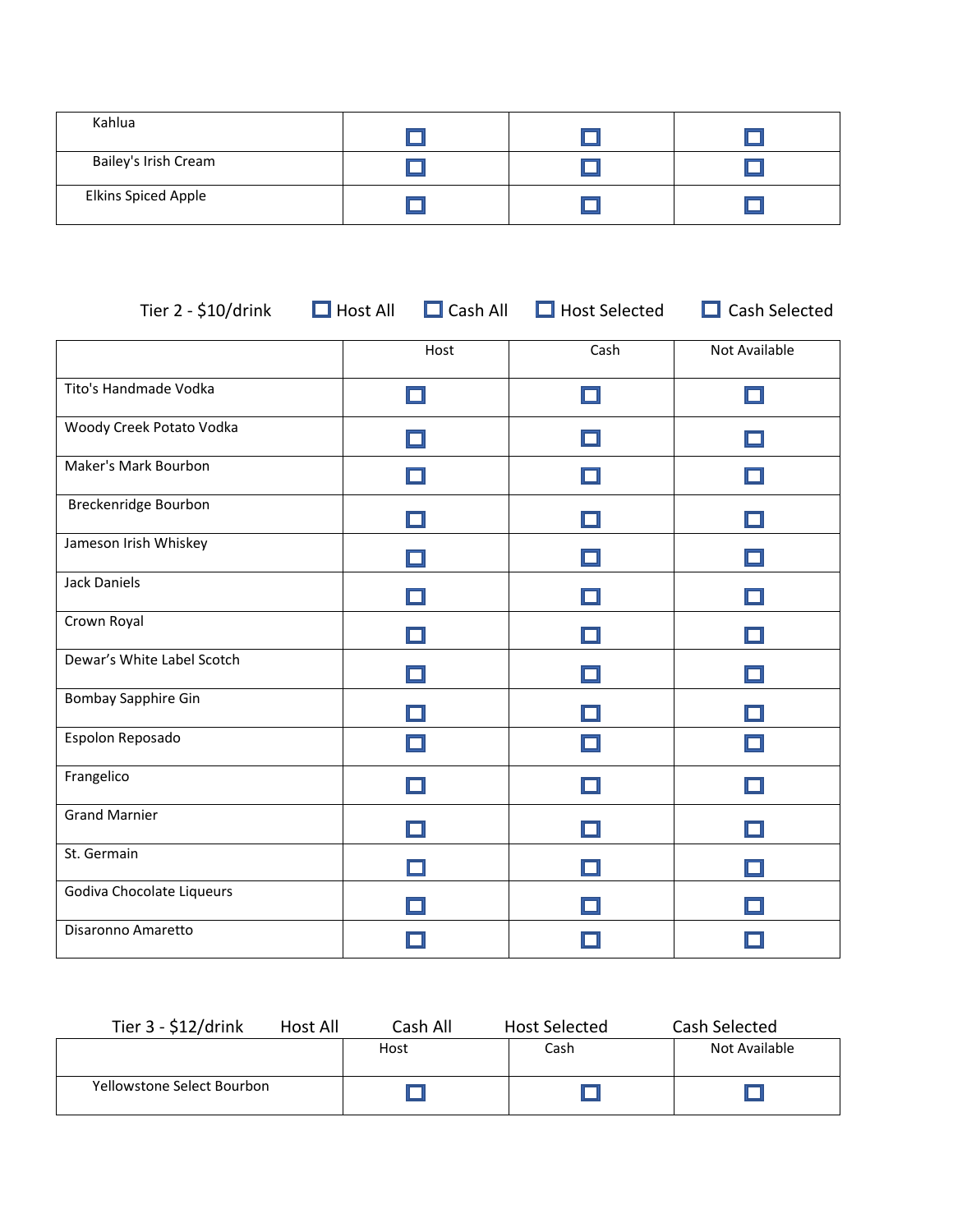| Kahlua | ☐ | ☐ | ☐ |
|---|---|---|---|
| Bailey's Irish Cream | ☐ | ☐ | ☐ |
| Elkins Spiced Apple | ☐ | ☐ | ☐ |

Tier 2 - $10/drink ☐ Host All ☐ Cash All ☐ Host Selected ☐ Cash Selected

| | Host | Cash | Not Available |
|---|---|---|---|
| Tito's Handmade Vodka | ☐ | ☐ | ☐ |
| Woody Creek Potato Vodka | ☐ | ☐ | ☐ |
| Maker's Mark Bourbon | ☐ | ☐ | ☐ |
| Breckenridge Bourbon | ☐ | ☐ | ☐ |
| Jameson Irish Whiskey | ☐ | ☐ | ☐ |
| Jack Daniels | ☐ | ☐ | ☐ |
| Crown Royal | ☐ | ☐ | ☐ |
| Dewar's White Label Scotch | ☐ | ☐ | ☐ |
| Bombay Sapphire Gin | ☐ | ☐ | ☐ |
| Espolon Reposado | ☐ | ☐ | ☐ |
| Frangelico | ☐ | ☐ | ☐ |
| Grand Marnier | ☐ | ☐ | ☐ |
| St. Germain | ☐ | ☐ | ☐ |
| Godiva Chocolate Liqueurs | ☐ | ☐ | ☐ |
| Disaronno Amaretto | ☐ | ☐ | ☐ |

Tier 3 - $12/drink Host All Cash All Host Selected Cash Selected

| | Host | Cash | Not Available |
|---|---|---|---|
| Yellowstone Select Bourbon | ☐ | ☐ | ☐ |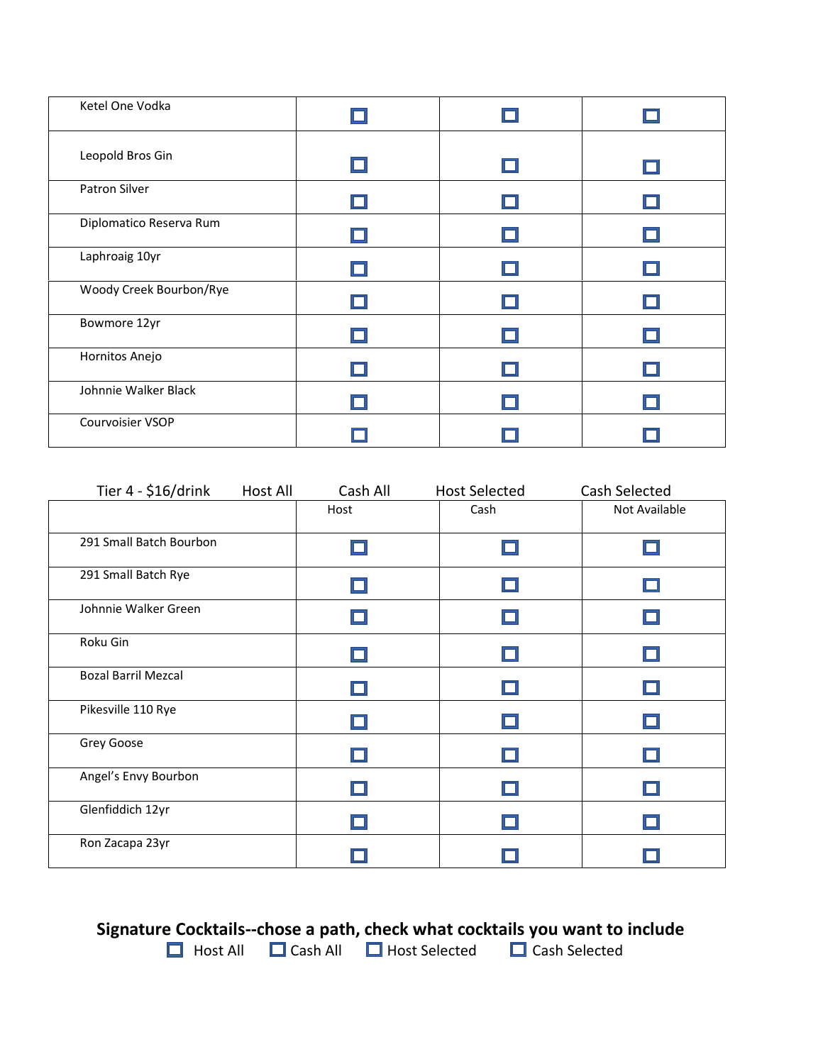| | | | |
|---|---|---|---|
| Ketel One Vodka | ☐ | ☐ | ☐ |
| Leopold Bros Gin | ☐ | ☐ | ☐ |
| Patron Silver | ☐ | ☐ | ☐ |
| Diplomatico Reserva Rum | ☐ | ☐ | ☐ |
| Laphroaig 10yr | ☐ | ☐ | ☐ |
| Woody Creek Bourbon/Rye | ☐ | ☐ | ☐ |
| Bowmore 12yr | ☐ | ☐ | ☐ |
| Hornitos Anejo | ☐ | ☐ | ☐ |
| Johnnie Walker Black | ☐ | ☐ | ☐ |
| Courvoisier VSOP | ☐ | ☐ | ☐ |

Tier 4 - $16/drink Host All Cash All Host Selected Cash Selected

| | Host | Cash | Not Available |
|---|---|---|---|
| 291 Small Batch Bourbon | ☐ | ☐ | ☐ |
| 291 Small Batch Rye | ☐ | ☐ | ☐ |
| Johnnie Walker Green | ☐ | ☐ | ☐ |
| Roku Gin | ☐ | ☐ | ☐ |
| Bozal Barril Mezcal | ☐ | ☐ | ☐ |
| Pikesville 110 Rye | ☐ | ☐ | ☐ |
| Grey Goose | ☐ | ☐ | ☐ |
| Angel's Envy Bourbon | ☐ | ☐ | ☐ |
| Glenfiddich 12yr | ☐ | ☐ | ☐ |
| Ron Zacapa 23yr | ☐ | ☐ | ☐ |

**Signature Cocktails--chose a path, check what cocktails you want to include**

☐ Host All ☐ Cash All ☐ Host Selected ☐ Cash Selected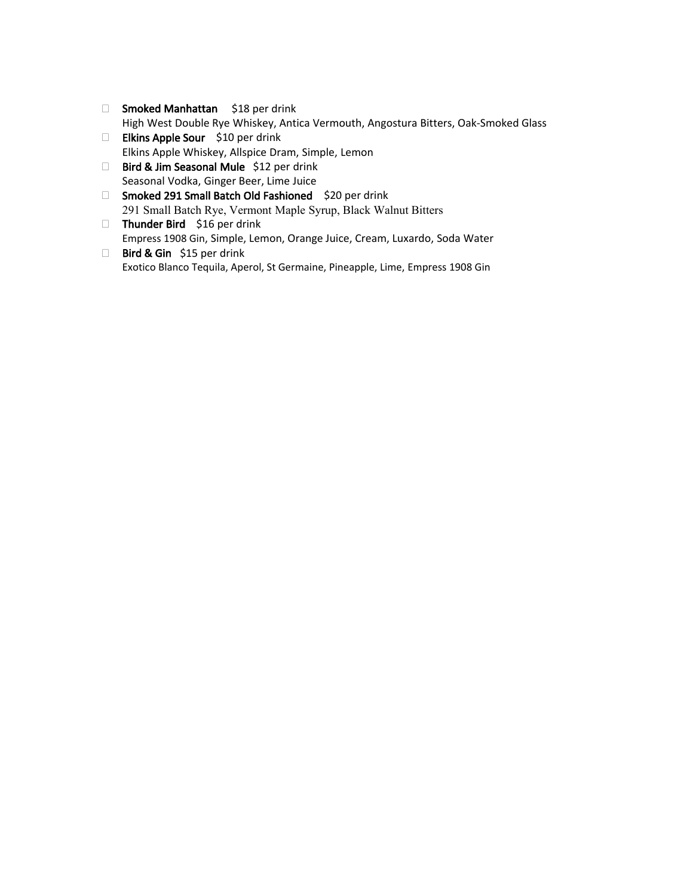- **Smoked Manhattan** $18 per drink
  High West Double Rye Whiskey, Antica Vermouth, Angostura Bitters, Oak-Smoked Glass
- **Elkins Apple Sour** $10 per drink
  Elkins Apple Whiskey, Allspice Dram, Simple, Lemon
- **Bird & Jim Seasonal Mule** $12 per drink
  Seasonal Vodka, Ginger Beer, Lime Juice
- **Smoked 291 Small Batch Old Fashioned** $20 per drink
  291 Small Batch Rye, Vermont Maple Syrup, Black Walnut Bitters
- **Thunder Bird** $16 per drink
  Empress 1908 Gin, Simple, Lemon, Orange Juice, Cream, Luxardo, Soda Water
- **Bird & Gin** $15 per drink
  Exotico Blanco Tequila, Aperol, St Germaine, Pineapple, Lime, Empress 1908 Gin